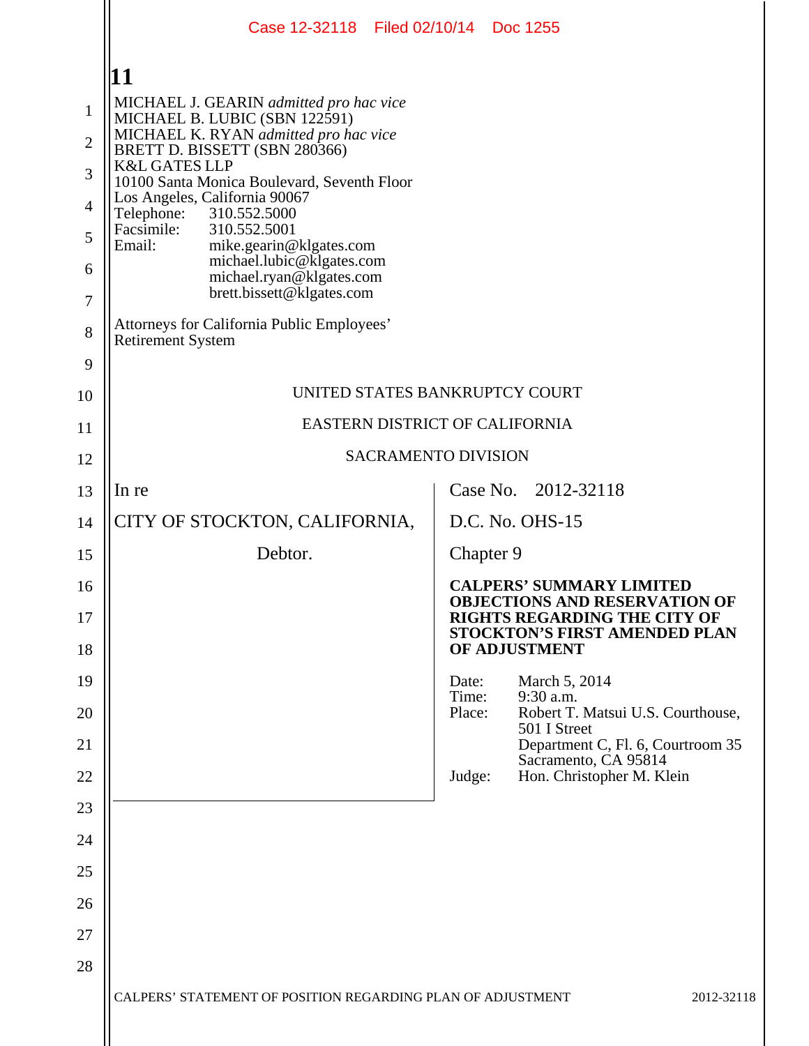MICHAEL J. GEARIN *admitted pro hac vice*
MICHAEL B. LUBIC (SBN 122591)
MICHAEL K. RYAN *admitted pro hac vice*
BRETT D. BISSETT (SBN 280366)
K&L GATES LLP
10100 Santa Monica Boulevard, Seventh Floor
Los Angeles, California 90067
Telephone: 310.552.5000
Facsimile: 310.552.5001
Email: mike.gearin@klgates.com
michael.lubic@klgates.com
michael.ryan@klgates.com
brett.bissett@klgates.com

Attorneys for California Public Employees' Retirement System

UNITED STATES BANKRUPTCY COURT

EASTERN DISTRICT OF CALIFORNIA

SACRAMENTO DIVISION

In re

CITY OF STOCKTON, CALIFORNIA,

Debtor.

Case No. 2012-32118

D.C. No. OHS-15

Chapter 9

**CALPERS' SUMMARY LIMITED OBJECTIONS AND RESERVATION OF RIGHTS REGARDING THE CITY OF STOCKTON'S FIRST AMENDED PLAN OF ADJUSTMENT**

Date: March 5, 2014
Time: 9:30 a.m.
Place: Robert T. Matsui U.S. Courthouse, 501 I Street
Department C, Fl. 6, Courtroom 35
Sacramento, CA 95814
Judge: Hon. Christopher M. Klein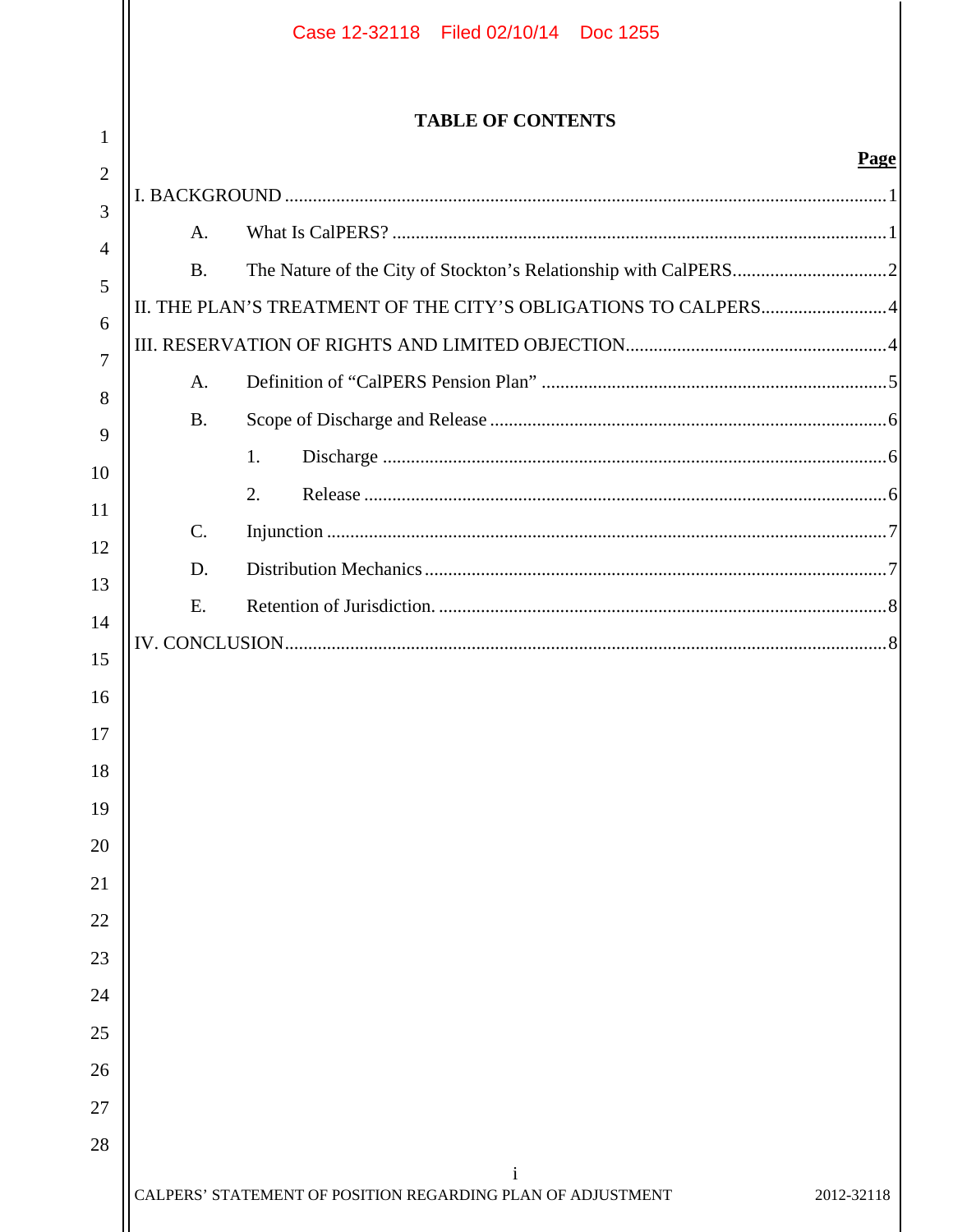## TABLE OF CONTENTS

| | Page |
|---|---|
| I. BACKGROUND | 1 |
| A. What Is CalPERS? | 1 |
| B. The Nature of the City of Stockton's Relationship with CalPERS | 2 |
| II. THE PLAN'S TREATMENT OF THE CITY'S OBLIGATIONS TO CALPERS | 4 |
| III. RESERVATION OF RIGHTS AND LIMITED OBJECTION | 4 |
| A. Definition of "CalPERS Pension Plan" | 5 |
| B. Scope of Discharge and Release | 6 |
| 1. Discharge | 6 |
| 2. Release | 6 |
| C. Injunction | 7 |
| D. Distribution Mechanics | 7 |
| E. Retention of Jurisdiction. | 8 |
| IV. CONCLUSION | 8 |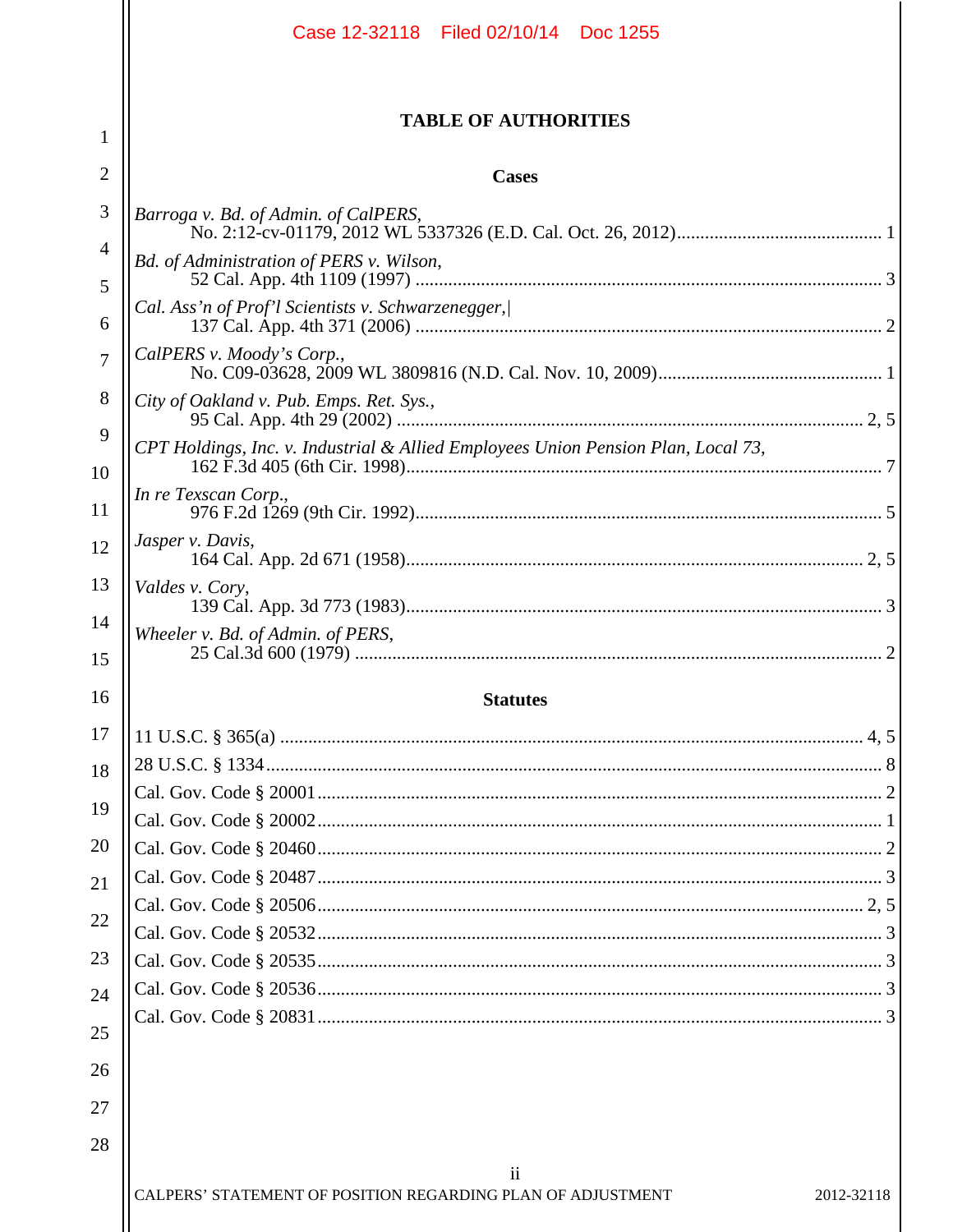# TABLE OF AUTHORITIES

## Cases

*Barroga v. Bd. of Admin. of CalPERS*, No. 2:12-cv-01179, 2012 WL 5337326 (E.D. Cal. Oct. 26, 2012) .......... 1

*Bd. of Administration of PERS v. Wilson*, 52 Cal. App. 4th 1109 (1997) .......... 3

*Cal. Ass'n of Prof'l Scientists v. Schwarzenegger*,| 137 Cal. App. 4th 371 (2006) .......... 2

*CalPERS v. Moody's Corp.*, No. C09-03628, 2009 WL 3809816 (N.D. Cal. Nov. 10, 2009) .......... 1

*City of Oakland v. Pub. Emps. Ret. Sys.*, 95 Cal. App. 4th 29 (2002) .......... 2, 5

*CPT Holdings, Inc. v. Industrial & Allied Employees Union Pension Plan, Local 73*, 162 F.3d 405 (6th Cir. 1998) .......... 7

*In re Texscan Corp.*, 976 F.2d 1269 (9th Cir. 1992) .......... 5

*Jasper v. Davis*, 164 Cal. App. 2d 671 (1958) .......... 2, 5

*Valdes v. Cory*, 139 Cal. App. 3d 773 (1983) .......... 3

*Wheeler v. Bd. of Admin. of PERS*, 25 Cal.3d 600 (1979) .......... 2

## Statutes

11 U.S.C. § 365(a) .......... 4, 5

28 U.S.C. § 1334 .......... 8

Cal. Gov. Code § 20001 .......... 2

Cal. Gov. Code § 20002 .......... 1

Cal. Gov. Code § 20460 .......... 2

Cal. Gov. Code § 20487 .......... 3

Cal. Gov. Code § 20506 .......... 2, 5

Cal. Gov. Code § 20532 .......... 3

Cal. Gov. Code § 20535 .......... 3

Cal. Gov. Code § 20536 .......... 3

Cal. Gov. Code § 20831 .......... 3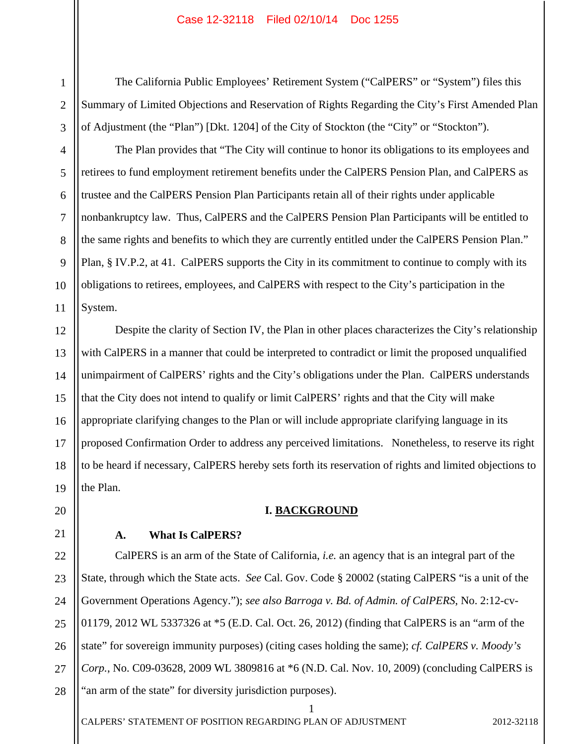The California Public Employees' Retirement System ("CalPERS" or "System") files this Summary of Limited Objections and Reservation of Rights Regarding the City's First Amended Plan of Adjustment (the "Plan") [Dkt. 1204] of the City of Stockton (the "City" or "Stockton").

The Plan provides that "The City will continue to honor its obligations to its employees and retirees to fund employment retirement benefits under the CalPERS Pension Plan, and CalPERS as trustee and the CalPERS Pension Plan Participants retain all of their rights under applicable nonbankruptcy law. Thus, CalPERS and the CalPERS Pension Plan Participants will be entitled to the same rights and benefits to which they are currently entitled under the CalPERS Pension Plan." Plan, § IV.P.2, at 41. CalPERS supports the City in its commitment to continue to comply with its obligations to retirees, employees, and CalPERS with respect to the City's participation in the System.

Despite the clarity of Section IV, the Plan in other places characterizes the City's relationship with CalPERS in a manner that could be interpreted to contradict or limit the proposed unqualified unimpairment of CalPERS' rights and the City's obligations under the Plan. CalPERS understands that the City does not intend to qualify or limit CalPERS' rights and that the City will make appropriate clarifying changes to the Plan or will include appropriate clarifying language in its proposed Confirmation Order to address any perceived limitations. Nonetheless, to reserve its right to be heard if necessary, CalPERS hereby sets forth its reservation of rights and limited objections to the Plan.

## I. BACKGROUND

### A. What Is CalPERS?

CalPERS is an arm of the State of California, *i.e.* an agency that is an integral part of the State, through which the State acts. *See* Cal. Gov. Code § 20002 (stating CalPERS "is a unit of the Government Operations Agency."); *see also Barroga v. Bd. of Admin. of CalPERS*, No. 2:12-cv-01179, 2012 WL 5337326 at *5 (E.D. Cal. Oct. 26, 2012) (finding that CalPERS is an "arm of the state" for sovereign immunity purposes) (citing cases holding the same); *cf. CalPERS v. Moody's Corp.*, No. C09-03628, 2009 WL 3809816 at *6 (N.D. Cal. Nov. 10, 2009) (concluding CalPERS is "an arm of the state" for diversity jurisdiction purposes).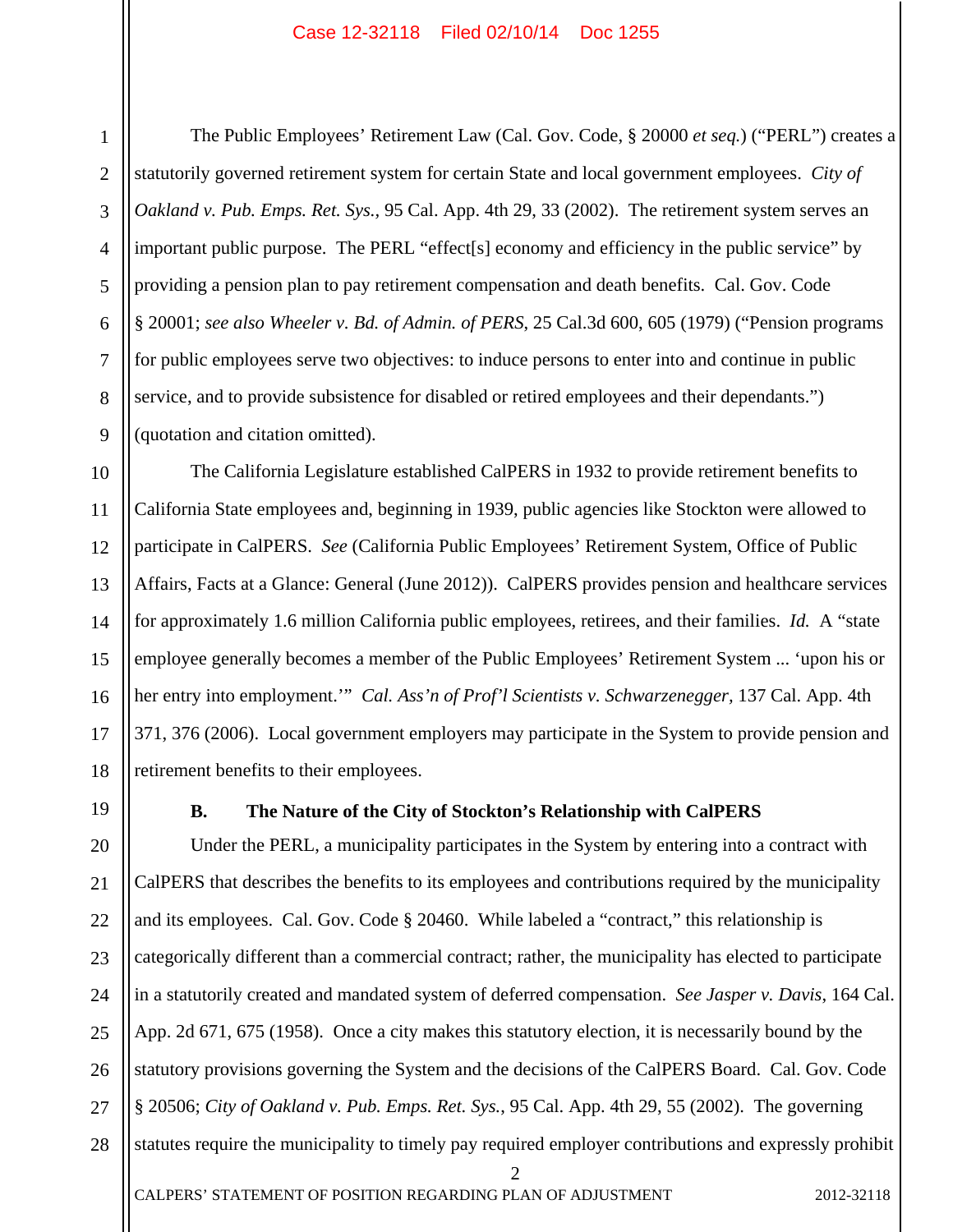The Public Employees' Retirement Law (Cal. Gov. Code, § 20000 *et seq.*) ("PERL") creates a statutorily governed retirement system for certain State and local government employees. *City of Oakland v. Pub. Emps. Ret. Sys.*, 95 Cal. App. 4th 29, 33 (2002). The retirement system serves an important public purpose. The PERL "effect[s] economy and efficiency in the public service" by providing a pension plan to pay retirement compensation and death benefits. Cal. Gov. Code § 20001; *see also Wheeler v. Bd. of Admin. of PERS*, 25 Cal.3d 600, 605 (1979) ("Pension programs for public employees serve two objectives: to induce persons to enter into and continue in public service, and to provide subsistence for disabled or retired employees and their dependants.") (quotation and citation omitted).

The California Legislature established CalPERS in 1932 to provide retirement benefits to California State employees and, beginning in 1939, public agencies like Stockton were allowed to participate in CalPERS. *See* (California Public Employees' Retirement System, Office of Public Affairs, Facts at a Glance: General (June 2012)). CalPERS provides pension and healthcare services for approximately 1.6 million California public employees, retirees, and their families. *Id.* A "state employee generally becomes a member of the Public Employees' Retirement System ... 'upon his or her entry into employment.'" *Cal. Ass'n of Prof'l Scientists v. Schwarzenegger*, 137 Cal. App. 4th 371, 376 (2006). Local government employers may participate in the System to provide pension and retirement benefits to their employees.

**B. The Nature of the City of Stockton's Relationship with CalPERS**

Under the PERL, a municipality participates in the System by entering into a contract with CalPERS that describes the benefits to its employees and contributions required by the municipality and its employees. Cal. Gov. Code § 20460. While labeled a "contract," this relationship is categorically different than a commercial contract; rather, the municipality has elected to participate in a statutorily created and mandated system of deferred compensation. *See Jasper v. Davis*, 164 Cal. App. 2d 671, 675 (1958). Once a city makes this statutory election, it is necessarily bound by the statutory provisions governing the System and the decisions of the CalPERS Board. Cal. Gov. Code § 20506; *City of Oakland v. Pub. Emps. Ret. Sys.*, 95 Cal. App. 4th 29, 55 (2002). The governing statutes require the municipality to timely pay required employer contributions and expressly prohibit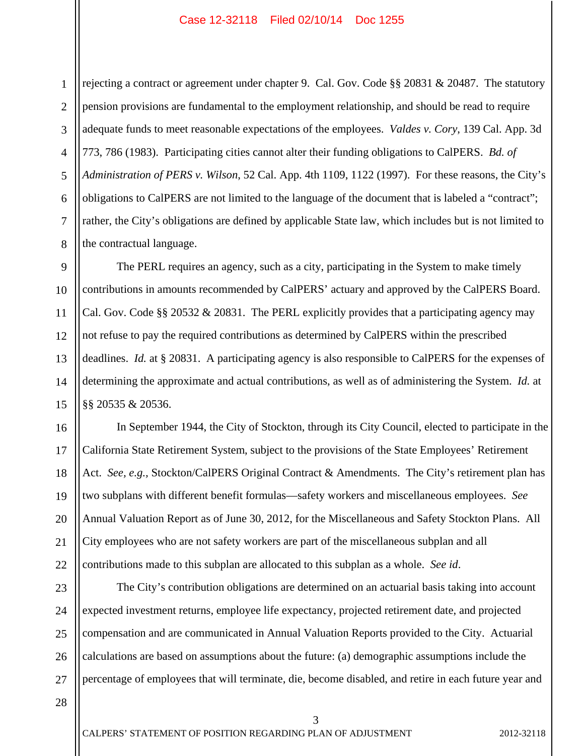rejecting a contract or agreement under chapter 9. Cal. Gov. Code §§ 20831 & 20487. The statutory pension provisions are fundamental to the employment relationship, and should be read to require adequate funds to meet reasonable expectations of the employees. *Valdes v. Cory*, 139 Cal. App. 3d 773, 786 (1983). Participating cities cannot alter their funding obligations to CalPERS. *Bd. of Administration of PERS v. Wilson*, 52 Cal. App. 4th 1109, 1122 (1997). For these reasons, the City's obligations to CalPERS are not limited to the language of the document that is labeled a "contract"; rather, the City's obligations are defined by applicable State law, which includes but is not limited to the contractual language.

The PERL requires an agency, such as a city, participating in the System to make timely contributions in amounts recommended by CalPERS' actuary and approved by the CalPERS Board. Cal. Gov. Code §§ 20532 & 20831. The PERL explicitly provides that a participating agency may not refuse to pay the required contributions as determined by CalPERS within the prescribed deadlines. *Id.* at § 20831. A participating agency is also responsible to CalPERS for the expenses of determining the approximate and actual contributions, as well as of administering the System. *Id.* at §§ 20535 & 20536.

In September 1944, the City of Stockton, through its City Council, elected to participate in the California State Retirement System, subject to the provisions of the State Employees' Retirement Act. *See, e.g.,* Stockton/CalPERS Original Contract & Amendments. The City's retirement plan has two subplans with different benefit formulas—safety workers and miscellaneous employees. *See* Annual Valuation Report as of June 30, 2012, for the Miscellaneous and Safety Stockton Plans. All City employees who are not safety workers are part of the miscellaneous subplan and all contributions made to this subplan are allocated to this subplan as a whole. *See id*.

The City's contribution obligations are determined on an actuarial basis taking into account expected investment returns, employee life expectancy, projected retirement date, and projected compensation and are communicated in Annual Valuation Reports provided to the City. Actuarial calculations are based on assumptions about the future: (a) demographic assumptions include the percentage of employees that will terminate, die, become disabled, and retire in each future year and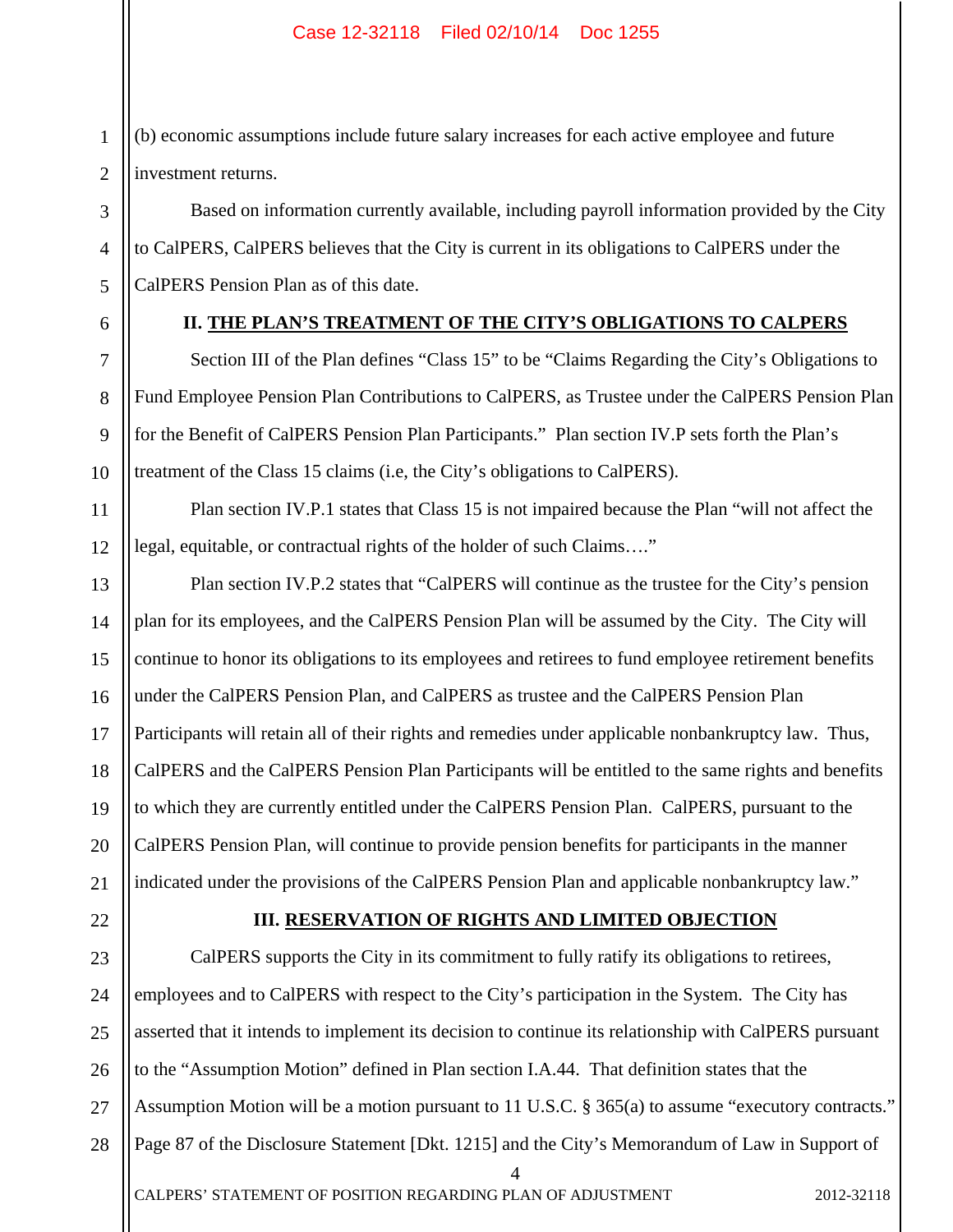(b) economic assumptions include future salary increases for each active employee and future investment returns.

Based on information currently available, including payroll information provided by the City to CalPERS, CalPERS believes that the City is current in its obligations to CalPERS under the CalPERS Pension Plan as of this date.

## II. THE PLAN'S TREATMENT OF THE CITY'S OBLIGATIONS TO CALPERS

Section III of the Plan defines "Class 15" to be "Claims Regarding the City's Obligations to Fund Employee Pension Plan Contributions to CalPERS, as Trustee under the CalPERS Pension Plan for the Benefit of CalPERS Pension Plan Participants." Plan section IV.P sets forth the Plan's treatment of the Class 15 claims (i.e, the City's obligations to CalPERS).

Plan section IV.P.1 states that Class 15 is not impaired because the Plan "will not affect the legal, equitable, or contractual rights of the holder of such Claims…."

Plan section IV.P.2 states that "CalPERS will continue as the trustee for the City's pension plan for its employees, and the CalPERS Pension Plan will be assumed by the City. The City will continue to honor its obligations to its employees and retirees to fund employee retirement benefits under the CalPERS Pension Plan, and CalPERS as trustee and the CalPERS Pension Plan Participants will retain all of their rights and remedies under applicable nonbankruptcy law. Thus, CalPERS and the CalPERS Pension Plan Participants will be entitled to the same rights and benefits to which they are currently entitled under the CalPERS Pension Plan. CalPERS, pursuant to the CalPERS Pension Plan, will continue to provide pension benefits for participants in the manner indicated under the provisions of the CalPERS Pension Plan and applicable nonbankruptcy law."

## III. RESERVATION OF RIGHTS AND LIMITED OBJECTION

CalPERS supports the City in its commitment to fully ratify its obligations to retirees, employees and to CalPERS with respect to the City's participation in the System. The City has asserted that it intends to implement its decision to continue its relationship with CalPERS pursuant to the "Assumption Motion" defined in Plan section I.A.44. That definition states that the Assumption Motion will be a motion pursuant to 11 U.S.C. § 365(a) to assume "executory contracts." Page 87 of the Disclosure Statement [Dkt. 1215] and the City's Memorandum of Law in Support of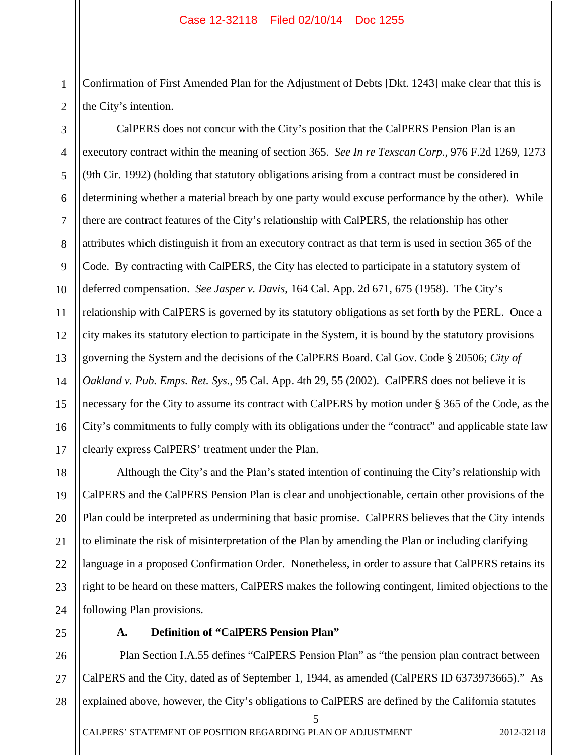Confirmation of First Amended Plan for the Adjustment of Debts [Dkt. 1243] make clear that this is the City's intention.

CalPERS does not concur with the City's position that the CalPERS Pension Plan is an executory contract within the meaning of section 365. *See In re Texscan Corp.*, 976 F.2d 1269, 1273 (9th Cir. 1992) (holding that statutory obligations arising from a contract must be considered in determining whether a material breach by one party would excuse performance by the other). While there are contract features of the City's relationship with CalPERS, the relationship has other attributes which distinguish it from an executory contract as that term is used in section 365 of the Code. By contracting with CalPERS, the City has elected to participate in a statutory system of deferred compensation. *See Jasper v. Davis*, 164 Cal. App. 2d 671, 675 (1958). The City's relationship with CalPERS is governed by its statutory obligations as set forth by the PERL. Once a city makes its statutory election to participate in the System, it is bound by the statutory provisions governing the System and the decisions of the CalPERS Board. Cal Gov. Code § 20506; *City of Oakland v. Pub. Emps. Ret. Sys.*, 95 Cal. App. 4th 29, 55 (2002). CalPERS does not believe it is necessary for the City to assume its contract with CalPERS by motion under § 365 of the Code, as the City's commitments to fully comply with its obligations under the "contract" and applicable state law clearly express CalPERS' treatment under the Plan.

Although the City's and the Plan's stated intention of continuing the City's relationship with CalPERS and the CalPERS Pension Plan is clear and unobjectionable, certain other provisions of the Plan could be interpreted as undermining that basic promise. CalPERS believes that the City intends to eliminate the risk of misinterpretation of the Plan by amending the Plan or including clarifying language in a proposed Confirmation Order. Nonetheless, in order to assure that CalPERS retains its right to be heard on these matters, CalPERS makes the following contingent, limited objections to the following Plan provisions.

### A. Definition of "CalPERS Pension Plan"

Plan Section I.A.55 defines "CalPERS Pension Plan" as "the pension plan contract between CalPERS and the City, dated as of September 1, 1944, as amended (CalPERS ID 6373973665)." As explained above, however, the City's obligations to CalPERS are defined by the California statutes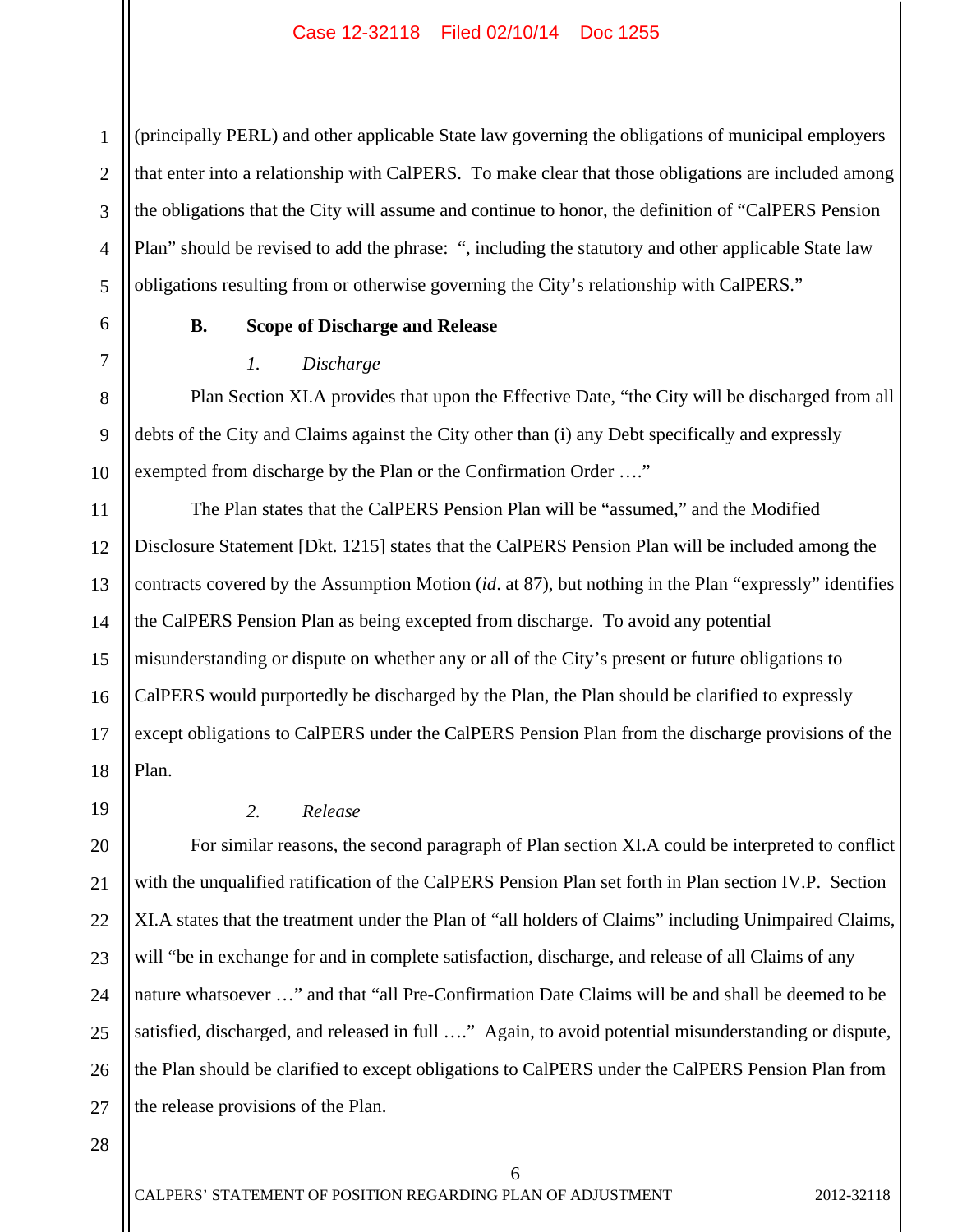(principally PERL) and other applicable State law governing the obligations of municipal employers that enter into a relationship with CalPERS. To make clear that those obligations are included among the obligations that the City will assume and continue to honor, the definition of "CalPERS Pension Plan" should be revised to add the phrase: ", including the statutory and other applicable State law obligations resulting from or otherwise governing the City's relationship with CalPERS."

### B. Scope of Discharge and Release

#### *1. Discharge*

Plan Section XI.A provides that upon the Effective Date, "the City will be discharged from all debts of the City and Claims against the City other than (i) any Debt specifically and expressly exempted from discharge by the Plan or the Confirmation Order …."

The Plan states that the CalPERS Pension Plan will be "assumed," and the Modified Disclosure Statement [Dkt. 1215] states that the CalPERS Pension Plan will be included among the contracts covered by the Assumption Motion (*id*. at 87), but nothing in the Plan "expressly" identifies the CalPERS Pension Plan as being excepted from discharge. To avoid any potential misunderstanding or dispute on whether any or all of the City's present or future obligations to CalPERS would purportedly be discharged by the Plan, the Plan should be clarified to expressly except obligations to CalPERS under the CalPERS Pension Plan from the discharge provisions of the Plan.

#### *2. Release*

For similar reasons, the second paragraph of Plan section XI.A could be interpreted to conflict with the unqualified ratification of the CalPERS Pension Plan set forth in Plan section IV.P. Section XI.A states that the treatment under the Plan of "all holders of Claims" including Unimpaired Claims, will "be in exchange for and in complete satisfaction, discharge, and release of all Claims of any nature whatsoever …" and that "all Pre-Confirmation Date Claims will be and shall be deemed to be satisfied, discharged, and released in full …." Again, to avoid potential misunderstanding or dispute, the Plan should be clarified to except obligations to CalPERS under the CalPERS Pension Plan from the release provisions of the Plan.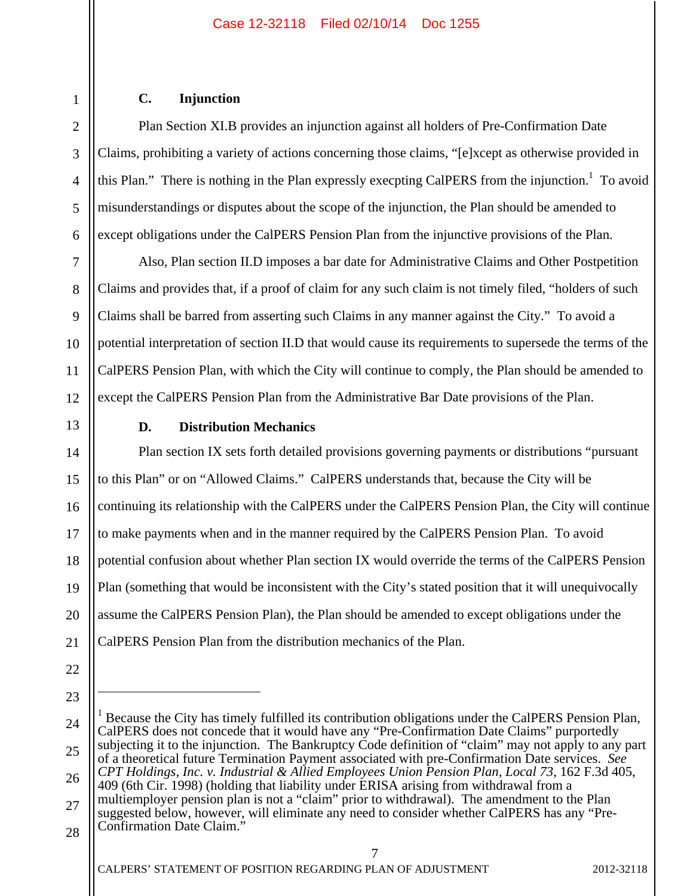### C. Injunction

Plan Section XI.B provides an injunction against all holders of Pre-Confirmation Date Claims, prohibiting a variety of actions concerning those claims, "[e]xcept as otherwise provided in this Plan." There is nothing in the Plan expressly execpting CalPERS from the injunction.[1] To avoid misunderstandings or disputes about the scope of the injunction, the Plan should be amended to except obligations under the CalPERS Pension Plan from the injunctive provisions of the Plan.

Also, Plan section II.D imposes a bar date for Administrative Claims and Other Postpetition Claims and provides that, if a proof of claim for any such claim is not timely filed, "holders of such Claims shall be barred from asserting such Claims in any manner against the City." To avoid a potential interpretation of section II.D that would cause its requirements to supersede the terms of the CalPERS Pension Plan, with which the City will continue to comply, the Plan should be amended to except the CalPERS Pension Plan from the Administrative Bar Date provisions of the Plan.

### D. Distribution Mechanics

Plan section IX sets forth detailed provisions governing payments or distributions "pursuant to this Plan" or on "Allowed Claims." CalPERS understands that, because the City will be continuing its relationship with the CalPERS under the CalPERS Pension Plan, the City will continue to make payments when and in the manner required by the CalPERS Pension Plan. To avoid potential confusion about whether Plan section IX would override the terms of the CalPERS Pension Plan (something that would be inconsistent with the City's stated position that it will unequivocally assume the CalPERS Pension Plan), the Plan should be amended to except obligations under the CalPERS Pension Plan from the distribution mechanics of the Plan.

---

[1] Because the City has timely fulfilled its contribution obligations under the CalPERS Pension Plan, CalPERS does not concede that it would have any "Pre-Confirmation Date Claims" purportedly subjecting it to the injunction. The Bankruptcy Code definition of "claim" may not apply to any part of a theoretical future Termination Payment associated with pre-Confirmation Date services. *See CPT Holdings, Inc. v. Industrial & Allied Employees Union Pension Plan, Local 73*, 162 F.3d 405, 409 (6th Cir. 1998) (holding that liability under ERISA arising from withdrawal from a multiemployer pension plan is not a "claim" prior to withdrawal). The amendment to the Plan suggested below, however, will eliminate any need to consider whether CalPERS has any "Pre-Confirmation Date Claim."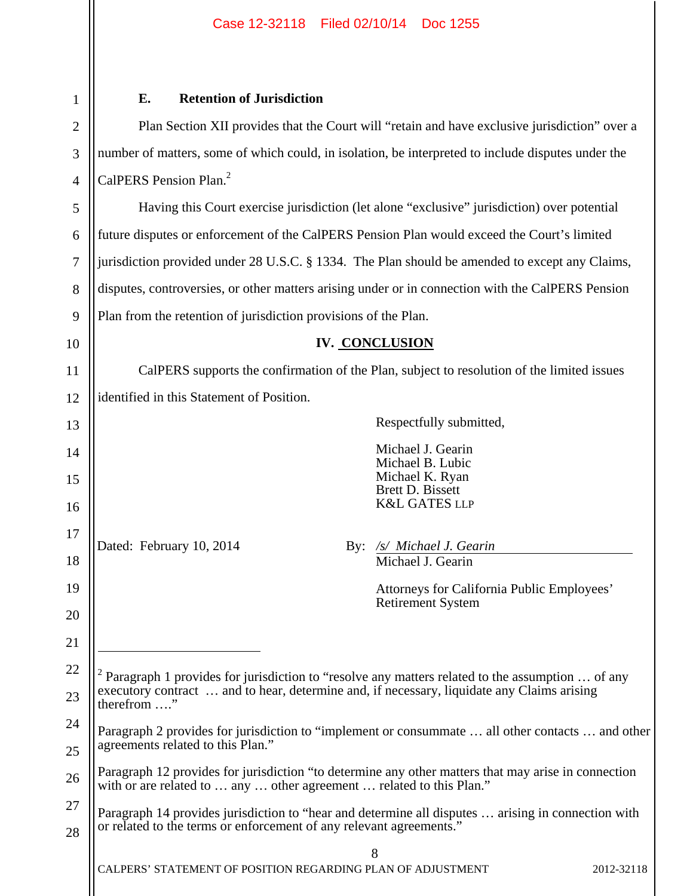### E. Retention of Jurisdiction

Plan Section XII provides that the Court will "retain and have exclusive jurisdiction" over a number of matters, some of which could, in isolation, be interpreted to include disputes under the CalPERS Pension Plan.[2]

Having this Court exercise jurisdiction (let alone "exclusive" jurisdiction) over potential future disputes or enforcement of the CalPERS Pension Plan would exceed the Court's limited jurisdiction provided under 28 U.S.C. § 1334. The Plan should be amended to except any Claims, disputes, controversies, or other matters arising under or in connection with the CalPERS Pension Plan from the retention of jurisdiction provisions of the Plan.

## IV. CONCLUSION

CalPERS supports the confirmation of the Plan, subject to resolution of the limited issues identified in this Statement of Position.

Respectfully submitted,

Michael J. Gearin
Michael B. Lubic
Michael K. Ryan
Brett D. Bissett
K&L GATES LLP

Dated: February 10, 2014

By: */s/ Michael J. Gearin*
Michael J. Gearin

Attorneys for California Public Employees' Retirement System

---

[2] Paragraph 1 provides for jurisdiction to "resolve any matters related to the assumption … of any executory contract … and to hear, determine and, if necessary, liquidate any Claims arising therefrom …."

Paragraph 2 provides for jurisdiction to "implement or consummate … all other contacts … and other agreements related to this Plan."

Paragraph 12 provides for jurisdiction "to determine any other matters that may arise in connection with or are related to … any … other agreement … related to this Plan."

Paragraph 14 provides jurisdiction to "hear and determine all disputes … arising in connection with or related to the terms or enforcement of any relevant agreements."